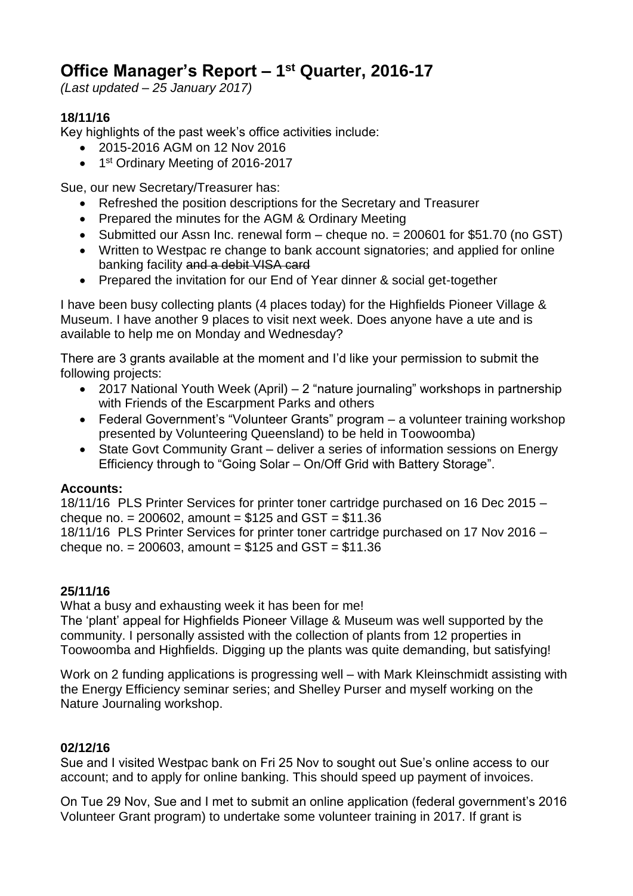# Office Manager's Report – 1st Quarter, 2016-17

*(Last updated – 25 January 2017)*

**18/11/16**

Key highlights of the past week's office activities include:

- 2015-2016 AGM on 12 Nov 2016
- 1st Ordinary Meeting of 2016-2017

Sue, our new Secretary/Treasurer has:

- Refreshed the position descriptions for the Secretary and Treasurer
- Prepared the minutes for the AGM & Ordinary Meeting
- Submitted our Assn Inc. renewal form – cheque no. = 200601 for $51.70 (no GST)
- Written to Westpac re change to bank account signatories; and applied for online banking facility ~~and a debit VISA card~~
- Prepared the invitation for our End of Year dinner & social get-together

I have been busy collecting plants (4 places today) for the Highfields Pioneer Village & Museum. I have another 9 places to visit next week. Does anyone have a ute and is available to help me on Monday and Wednesday?

There are 3 grants available at the moment and I'd like your permission to submit the following projects:

- 2017 National Youth Week (April) – 2 "nature journaling" workshops in partnership with Friends of the Escarpment Parks and others
- Federal Government's "Volunteer Grants" program – a volunteer training workshop presented by Volunteering Queensland) to be held in Toowoomba)
- State Govt Community Grant – deliver a series of information sessions on Energy Efficiency through to "Going Solar – On/Off Grid with Battery Storage".

**Accounts:**

18/11/16 PLS Printer Services for printer toner cartridge purchased on 16 Dec 2015 – cheque no. = 200602, amount = $125 and GST = $11.36

18/11/16 PLS Printer Services for printer toner cartridge purchased on 17 Nov 2016 – cheque no. = 200603, amount = $125 and GST = $11.36

**25/11/16**

What a busy and exhausting week it has been for me!

The 'plant' appeal for Highfields Pioneer Village & Museum was well supported by the community. I personally assisted with the collection of plants from 12 properties in Toowoomba and Highfields. Digging up the plants was quite demanding, but satisfying!

Work on 2 funding applications is progressing well – with Mark Kleinschmidt assisting with the Energy Efficiency seminar series; and Shelley Purser and myself working on the Nature Journaling workshop.

**02/12/16**

Sue and I visited Westpac bank on Fri 25 Nov to sought out Sue's online access to our account; and to apply for online banking. This should speed up payment of invoices.

On Tue 29 Nov, Sue and I met to submit an online application (federal government's 2016 Volunteer Grant program) to undertake some volunteer training in 2017. If grant is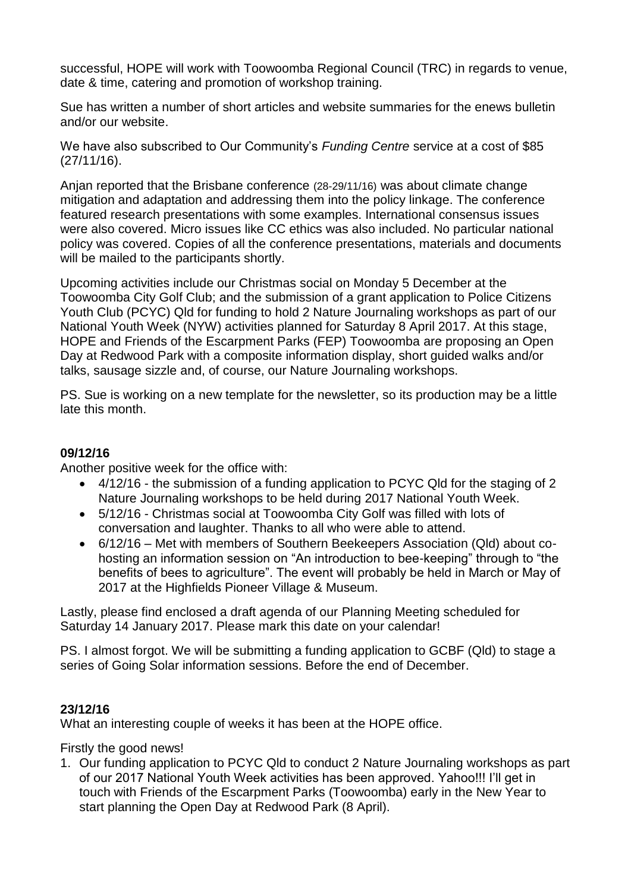successful, HOPE will work with Toowoomba Regional Council (TRC) in regards to venue, date & time, catering and promotion of workshop training.

Sue has written a number of short articles and website summaries for the enews bulletin and/or our website.

We have also subscribed to Our Community's *Funding Centre* service at a cost of $85 (27/11/16).

Anjan reported that the Brisbane conference (28-29/11/16) was about climate change mitigation and adaptation and addressing them into the policy linkage. The conference featured research presentations with some examples. International consensus issues were also covered. Micro issues like CC ethics was also included. No particular national policy was covered. Copies of all the conference presentations, materials and documents will be mailed to the participants shortly.

Upcoming activities include our Christmas social on Monday 5 December at the Toowoomba City Golf Club; and the submission of a grant application to Police Citizens Youth Club (PCYC) Qld for funding to hold 2 Nature Journaling workshops as part of our National Youth Week (NYW) activities planned for Saturday 8 April 2017. At this stage, HOPE and Friends of the Escarpment Parks (FEP) Toowoomba are proposing an Open Day at Redwood Park with a composite information display, short guided walks and/or talks, sausage sizzle and, of course, our Nature Journaling workshops.

PS. Sue is working on a new template for the newsletter, so its production may be a little late this month.

**09/12/16**

Another positive week for the office with:

- 4/12/16 - the submission of a funding application to PCYC Qld for the staging of 2 Nature Journaling workshops to be held during 2017 National Youth Week.
- 5/12/16 - Christmas social at Toowoomba City Golf was filled with lots of conversation and laughter. Thanks to all who were able to attend.
- 6/12/16 – Met with members of Southern Beekeepers Association (Qld) about co-hosting an information session on "An introduction to bee-keeping" through to "the benefits of bees to agriculture". The event will probably be held in March or May of 2017 at the Highfields Pioneer Village & Museum.

Lastly, please find enclosed a draft agenda of our Planning Meeting scheduled for Saturday 14 January 2017. Please mark this date on your calendar!

PS. I almost forgot. We will be submitting a funding application to GCBF (Qld) to stage a series of Going Solar information sessions. Before the end of December.

**23/12/16**

What an interesting couple of weeks it has been at the HOPE office.

Firstly the good news!

1. Our funding application to PCYC Qld to conduct 2 Nature Journaling workshops as part of our 2017 National Youth Week activities has been approved. Yahoo!!! I'll get in touch with Friends of the Escarpment Parks (Toowoomba) early in the New Year to start planning the Open Day at Redwood Park (8 April).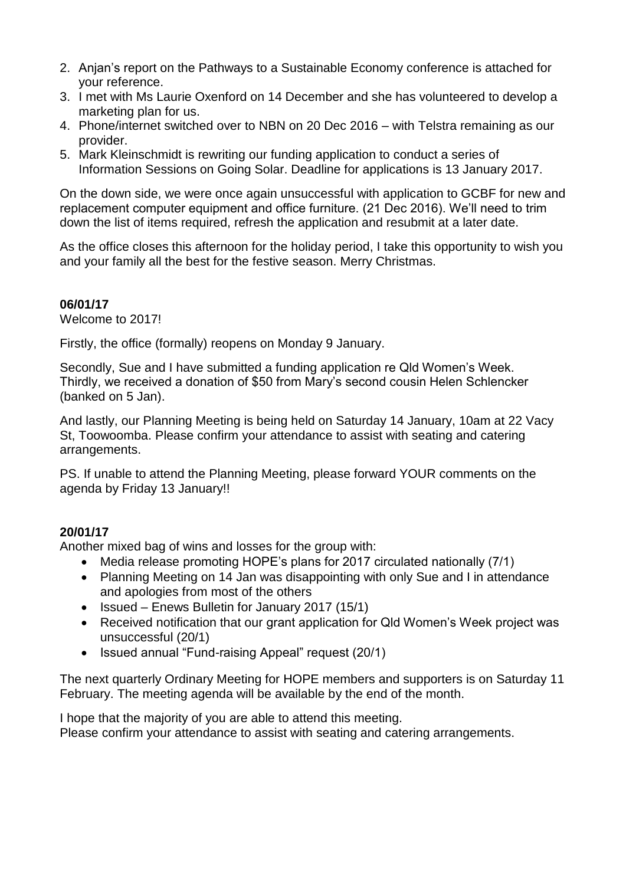2. Anjan's report on the Pathways to a Sustainable Economy conference is attached for your reference.
3. I met with Ms Laurie Oxenford on 14 December and she has volunteered to develop a marketing plan for us.
4. Phone/internet switched over to NBN on 20 Dec 2016 – with Telstra remaining as our provider.
5. Mark Kleinschmidt is rewriting our funding application to conduct a series of Information Sessions on Going Solar. Deadline for applications is 13 January 2017.

On the down side, we were once again unsuccessful with application to GCBF for new and replacement computer equipment and office furniture. (21 Dec 2016). We'll need to trim down the list of items required, refresh the application and resubmit at a later date.

As the office closes this afternoon for the holiday period, I take this opportunity to wish you and your family all the best for the festive season. Merry Christmas.

**06/01/17**

Welcome to 2017!

Firstly, the office (formally) reopens on Monday 9 January.

Secondly, Sue and I have submitted a funding application re Qld Women's Week.
Thirdly, we received a donation of $50 from Mary's second cousin Helen Schlencker (banked on 5 Jan).

And lastly, our Planning Meeting is being held on Saturday 14 January, 10am at 22 Vacy St, Toowoomba. Please confirm your attendance to assist with seating and catering arrangements.

PS. If unable to attend the Planning Meeting, please forward YOUR comments on the agenda by Friday 13 January!!

**20/01/17**

Another mixed bag of wins and losses for the group with:

- Media release promoting HOPE's plans for 2017 circulated nationally (7/1)
- Planning Meeting on 14 Jan was disappointing with only Sue and I in attendance and apologies from most of the others
- Issued – Enews Bulletin for January 2017 (15/1)
- Received notification that our grant application for Qld Women's Week project was unsuccessful (20/1)
- Issued annual "Fund-raising Appeal" request (20/1)

The next quarterly Ordinary Meeting for HOPE members and supporters is on Saturday 11 February. The meeting agenda will be available by the end of the month.

I hope that the majority of you are able to attend this meeting.
Please confirm your attendance to assist with seating and catering arrangements.